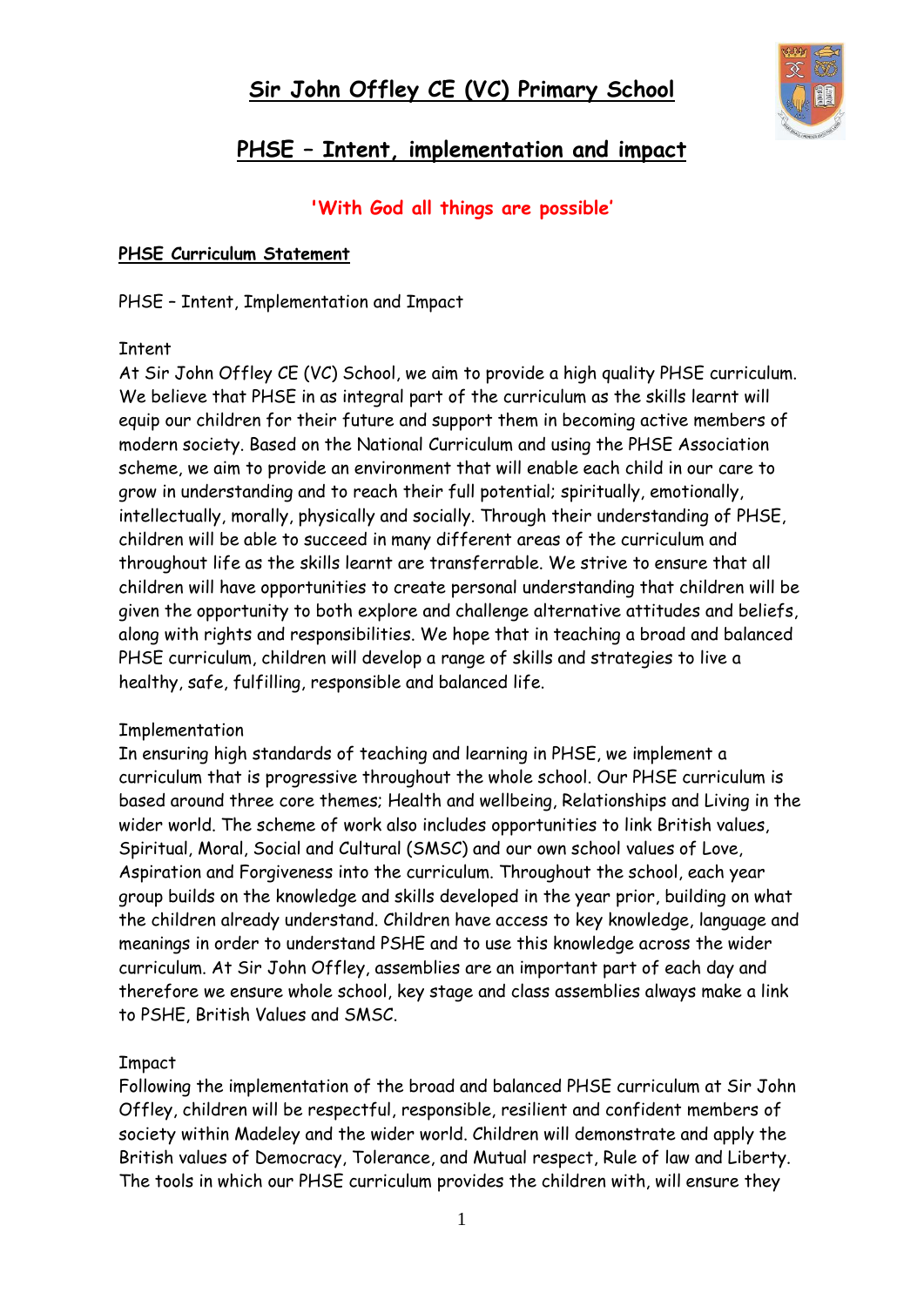# Sir John Offley CE (VC) Primary School

## PHSE – Intent, implementation and impact

**'With God all things are possible'**

### PHSE Curriculum Statement

PHSE – Intent, Implementation and Impact

Intent

At Sir John Offley CE (VC) School, we aim to provide a high quality PHSE curriculum. We believe that PHSE in as integral part of the curriculum as the skills learnt will equip our children for their future and support them in becoming active members of modern society. Based on the National Curriculum and using the PHSE Association scheme, we aim to provide an environment that will enable each child in our care to grow in understanding and to reach their full potential; spiritually, emotionally, intellectually, morally, physically and socially. Through their understanding of PHSE, children will be able to succeed in many different areas of the curriculum and throughout life as the skills learnt are transferrable. We strive to ensure that all children will have opportunities to create personal understanding that children will be given the opportunity to both explore and challenge alternative attitudes and beliefs, along with rights and responsibilities. We hope that in teaching a broad and balanced PHSE curriculum, children will develop a range of skills and strategies to live a healthy, safe, fulfilling, responsible and balanced life.

Implementation

In ensuring high standards of teaching and learning in PHSE, we implement a curriculum that is progressive throughout the whole school. Our PHSE curriculum is based around three core themes; Health and wellbeing, Relationships and Living in the wider world. The scheme of work also includes opportunities to link British values, Spiritual, Moral, Social and Cultural (SMSC) and our own school values of Love, Aspiration and Forgiveness into the curriculum. Throughout the school, each year group builds on the knowledge and skills developed in the year prior, building on what the children already understand. Children have access to key knowledge, language and meanings in order to understand PSHE and to use this knowledge across the wider curriculum. At Sir John Offley, assemblies are an important part of each day and therefore we ensure whole school, key stage and class assemblies always make a link to PSHE, British Values and SMSC.

Impact

Following the implementation of the broad and balanced PHSE curriculum at Sir John Offley, children will be respectful, responsible, resilient and confident members of society within Madeley and the wider world. Children will demonstrate and apply the British values of Democracy, Tolerance, and Mutual respect, Rule of law and Liberty. The tools in which our PHSE curriculum provides the children with, will ensure they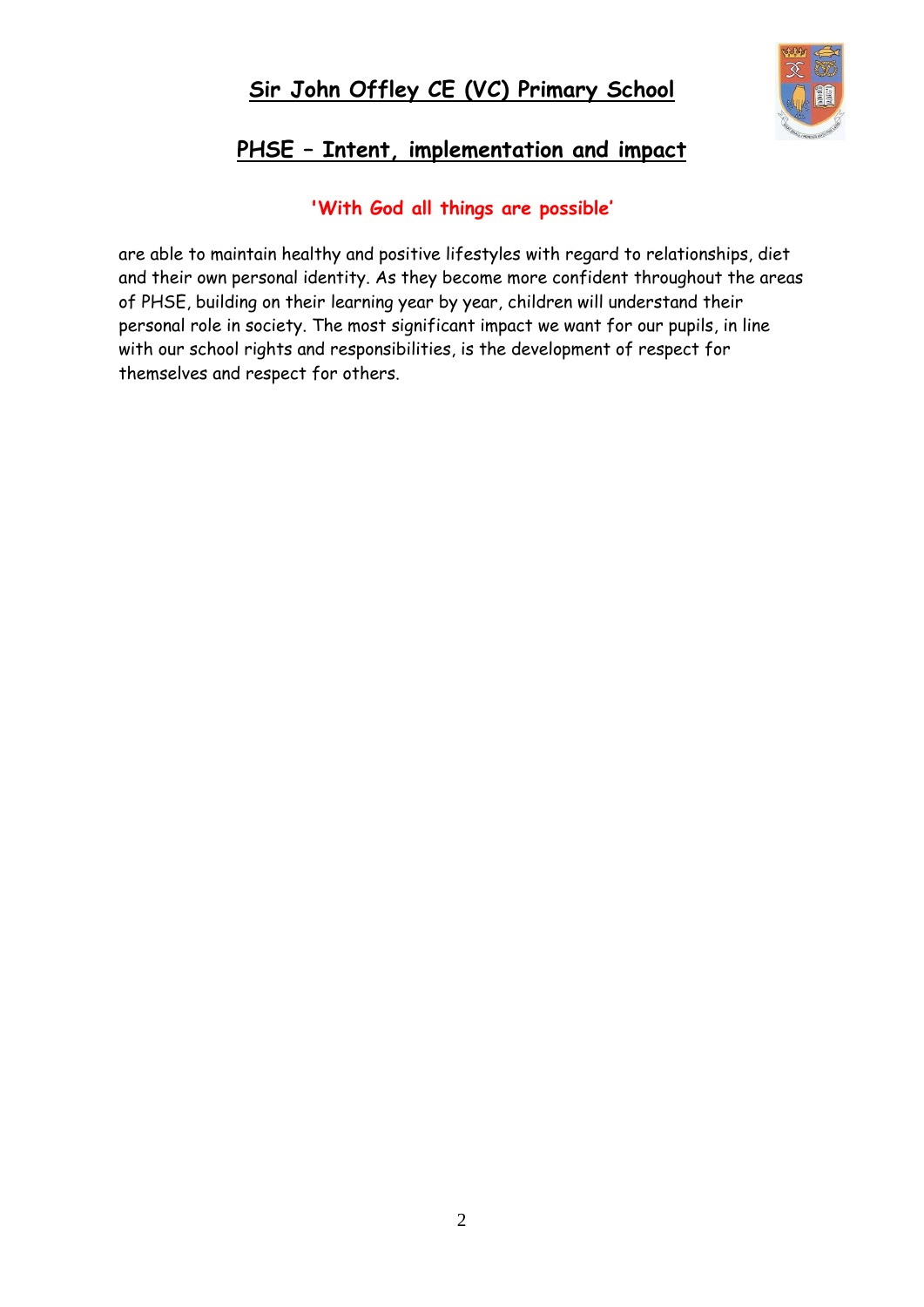# Sir John Offley CE (VC) Primary School

## PHSE – Intent, implementation and impact

**'With God all things are possible'**

are able to maintain healthy and positive lifestyles with regard to relationships, diet and their own personal identity. As they become more confident throughout the areas of PHSE, building on their learning year by year, children will understand their personal role in society. The most significant impact we want for our pupils, in line with our school rights and responsibilities, is the development of respect for themselves and respect for others.